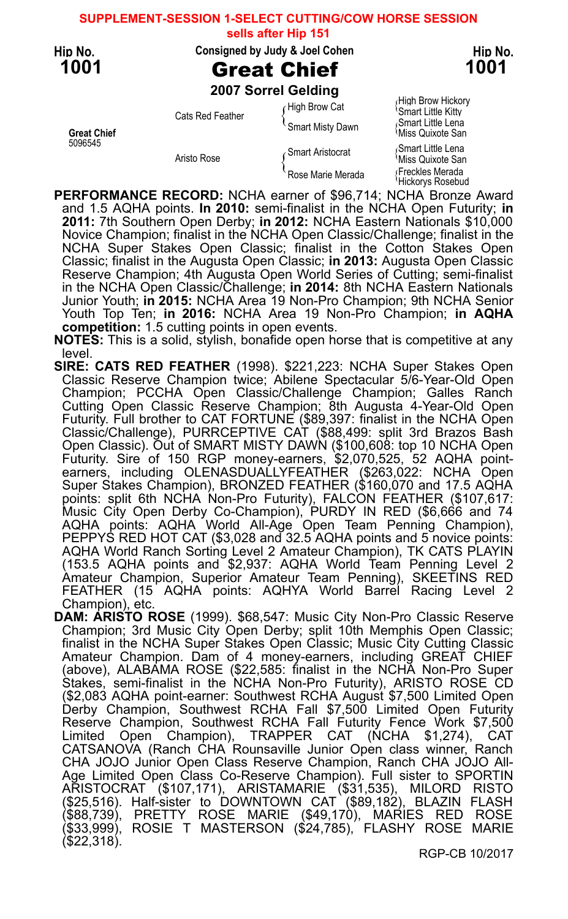**SUPPLEMENT-SESSION 1-SELECT CUTTING/COW HORSE SESSION**
**sells after Hip 151**

**Hip No. 1001** | Consigned by Judy & Joel Cohen | **Hip No. 1001**

# Great Chief

## 2007 Sorrel Gelding

| | | | |
|---|---|---|---|
| | Cats Red Feather | High Brow Cat | High Brow Hickory |
| | | | Smart Little Kitty |
| | | Smart Misty Dawn | Smart Little Lena |
| **Great Chief** 5096545 | | | Miss Quixote San |
| | Aristo Rose | Smart Aristocrat | Smart Little Lena |
| | | | Miss Quixote San |
| | | Rose Marie Merada | Freckles Merada |
| | | | Hickorys Rosebud |

**PERFORMANCE RECORD:** NCHA earner of $96,714; NCHA Bronze Award and 1.5 AQHA points. **In 2010:** semi-finalist in the NCHA Open Futurity; **in 2011:** 7th Southern Open Derby; **in 2012:** NCHA Eastern Nationals $10,000 Novice Champion; finalist in the NCHA Open Classic/Challenge; finalist in the NCHA Super Stakes Open Classic; finalist in the Cotton Stakes Open Classic; finalist in the Augusta Open Classic; **in 2013:** Augusta Open Classic Reserve Champion; 4th Augusta Open World Series of Cutting; semi-finalist in the NCHA Open Classic/Challenge; **in 2014:** 8th NCHA Eastern Nationals Junior Youth; **in 2015:** NCHA Area 19 Non-Pro Champion; 9th NCHA Senior Youth Top Ten; **in 2016:** NCHA Area 19 Non-Pro Champion; **in AQHA competition:** 1.5 cutting points in open events.

**NOTES:** This is a solid, stylish, bonafide open horse that is competitive at any level.

**SIRE: CATS RED FEATHER** (1998). $221,223: NCHA Super Stakes Open Classic Reserve Champion twice; Abilene Spectacular 5/6-Year-Old Open Champion; PCCHA Open Classic/Challenge Champion; Galles Ranch Cutting Open Classic Reserve Champion; 8th Augusta 4-Year-Old Open Futurity. Full brother to CAT FORTUNE ($89,397: finalist in the NCHA Open Classic/Challenge), PURRCEPTIVE CAT ($88,499: split 3rd Brazos Bash Open Classic). Out of SMART MISTY DAWN ($100,608: top 10 NCHA Open Futurity. Sire of 150 RGP money-earners, $2,070,525, 52 AQHA point-earners, including OLENASDUALLYFEATHER ($263,022: NCHA Open Super Stakes Champion), BRONZED FEATHER ($160,070 and 17.5 AQHA points: split 6th NCHA Non-Pro Futurity), FALCON FEATHER ($107,617: Music City Open Derby Co-Champion), PURDY IN RED ($6,666 and 74 AQHA points: AQHA World All-Age Open Team Penning Champion), PEPPYS RED HOT CAT ($3,028 and 32.5 AQHA points and 5 novice points: AQHA World Ranch Sorting Level 2 Amateur Champion), TK CATS PLAYIN (153.5 AQHA points and $2,937: AQHA World Team Penning Level 2 Amateur Champion, Superior Amateur Team Penning), SKEETINS RED FEATHER (15 AQHA points: AQHYA World Barrel Racing Level 2 Champion), etc.

**DAM: ARISTO ROSE** (1999). $68,547: Music City Non-Pro Classic Reserve Champion; 3rd Music City Open Derby; split 10th Memphis Open Classic; finalist in the NCHA Super Stakes Open Classic; Music City Cutting Classic Amateur Champion. Dam of 4 money-earners, including GREAT CHIEF (above), ALABAMA ROSE ($22,585: finalist in the NCHA Non-Pro Super Stakes, semi-finalist in the NCHA Non-Pro Futurity), ARISTO ROSE CD ($2,083 AQHA point-earner: Southwest RCHA August $7,500 Limited Open Derby Champion, Southwest RCHA Fall $7,500 Limited Open Futurity Reserve Champion, Southwest RCHA Fall Futurity Fence Work $7,500 Limited Open Champion), TRAPPER CAT (NCHA $1,274), CAT CATSANOVA (Ranch CHA Rounsaville Junior Open class winner, Ranch CHA JOJO Junior Open Class Reserve Champion, Ranch CHA JOJO All-Age Limited Open Class Co-Reserve Champion). Full sister to SPORTIN ARISTOCRAT ($107,171), ARISTAMARIE ($31,535), MILORD RISTO ($25,516). Half-sister to DOWNTOWN CAT ($89,182), BLAZIN FLASH ($88,739), PRETTY ROSE MARIE ($49,170), MARIES RED ROSE ($33,999), ROSIE T MASTERSON ($24,785), FLASHY ROSE MARIE ($22,318).

RGP-CB 10/2017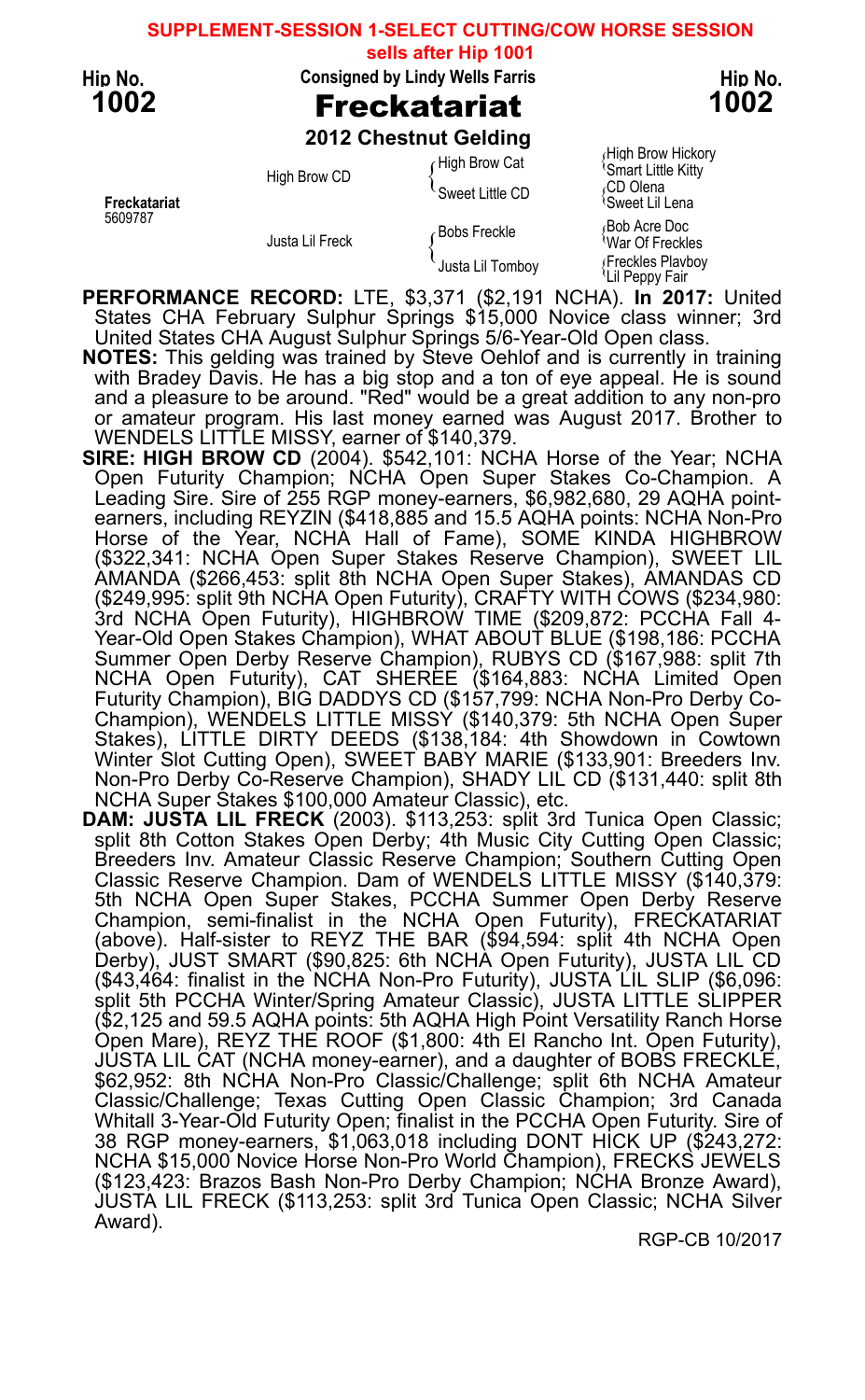**SUPPLEMENT-SESSION 1-SELECT CUTTING/COW HORSE SESSION**
**sells after Hip 1001**

**Hip No. 1002**

**Consigned by Lindy Wells Farris**

# Freckatariat

**2012 Chestnut Gelding**

| | | | |
|---|---|---|---|
| **Freckatariat** 5609787 | High Brow CD | High Brow Cat | High Brow Hickory |
| | | | Smart Little Kitty |
| | | Sweet Little CD | CD Olena |
| | | | Sweet Lil Lena |
| | Justa Lil Freck | Bobs Freckle | Bob Acre Doc |
| | | | War Of Freckles |
| | | Justa Lil Tomboy | Freckles Playboy |
| | | | Lil Peppy Fair |

**PERFORMANCE RECORD:** LTE, $3,371 ($2,191 NCHA). **In 2017:** United States CHA February Sulphur Springs $15,000 Novice class winner; 3rd United States CHA August Sulphur Springs 5/6-Year-Old Open class.

**NOTES:** This gelding was trained by Steve Oehlof and is currently in training with Bradey Davis. He has a big stop and a ton of eye appeal. He is sound and a pleasure to be around. "Red" would be a great addition to any non-pro or amateur program. His last money earned was August 2017. Brother to WENDELS LITTLE MISSY, earner of $140,379.

**SIRE: HIGH BROW CD** (2004). $542,101: NCHA Horse of the Year; NCHA Open Futurity Champion; NCHA Open Super Stakes Co-Champion. A Leading Sire. Sire of 255 RGP money-earners, $6,982,680, 29 AQHA point-earners, including REYZIN ($418,885 and 15.5 AQHA points: NCHA Non-Pro Horse of the Year, NCHA Hall of Fame), SOME KINDA HIGHBROW ($322,341: NCHA Open Super Stakes Reserve Champion), SWEET LIL AMANDA ($266,453: split 8th NCHA Open Super Stakes), AMANDAS CD ($249,995: split 9th NCHA Open Futurity), CRAFTY WITH COWS ($234,980: 3rd NCHA Open Futurity), HIGHBROW TIME ($209,872: PCCHA Fall 4-Year-Old Open Stakes Champion), WHAT ABOUT BLUE ($198,186: PCCHA Summer Open Derby Reserve Champion), RUBYS CD ($167,988: split 7th NCHA Open Futurity), CAT SHEREE ($164,883: NCHA Limited Open Futurity Champion), BIG DADDYS CD ($157,799: NCHA Non-Pro Derby Co-Champion), WENDELS LITTLE MISSY ($140,379: 5th NCHA Open Super Stakes), LITTLE DIRTY DEEDS ($138,184: 4th Showdown in Cowtown Winter Slot Cutting Open), SWEET BABY MARIE ($133,901: Breeders Inv. Non-Pro Derby Co-Reserve Champion), SHADY LIL CD ($131,440: split 8th NCHA Super Stakes $100,000 Amateur Classic), etc.

**DAM: JUSTA LIL FRECK** (2003). $113,253: split 3rd Tunica Open Classic; split 8th Cotton Stakes Open Derby; 4th Music City Cutting Open Classic; Breeders Inv. Amateur Classic Reserve Champion; Southern Cutting Open Classic Reserve Champion. Dam of WENDELS LITTLE MISSY ($140,379: 5th NCHA Open Super Stakes, PCCHA Summer Open Derby Reserve Champion, semi-finalist in the NCHA Open Futurity), FRECKATARIAT (above). Half-sister to REYZ THE BAR ($94,594: split 4th NCHA Open Derby), JUST SMART ($90,825: 6th NCHA Open Futurity), JUSTA LIL CD ($43,464: finalist in the NCHA Non-Pro Futurity), JUSTA LIL SLIP ($6,096: split 5th PCCHA Winter/Spring Amateur Classic), JUSTA LITTLE SLIPPER ($2,125 and 59.5 AQHA points: 5th AQHA High Point Versatility Ranch Horse Open Mare), REYZ THE ROOF ($1,800: 4th El Rancho Int. Open Futurity), JUSTA LIL CAT (NCHA money-earner), and a daughter of BOBS FRECKLE, $62,952: 8th NCHA Non-Pro Classic/Challenge; split 6th NCHA Amateur Classic/Challenge; Texas Cutting Open Classic Champion; 3rd Canada Whitall 3-Year-Old Futurity Open; finalist in the PCCHA Open Futurity. Sire of 38 RGP money-earners, $1,063,018 including DONT HICK UP ($243,272: NCHA $15,000 Novice Horse Non-Pro World Champion), FRECKS JEWELS ($123,423: Brazos Bash Non-Pro Derby Champion; NCHA Bronze Award), JUSTA LIL FRECK ($113,253: split 3rd Tunica Open Classic; NCHA Silver Award).

RGP-CB 10/2017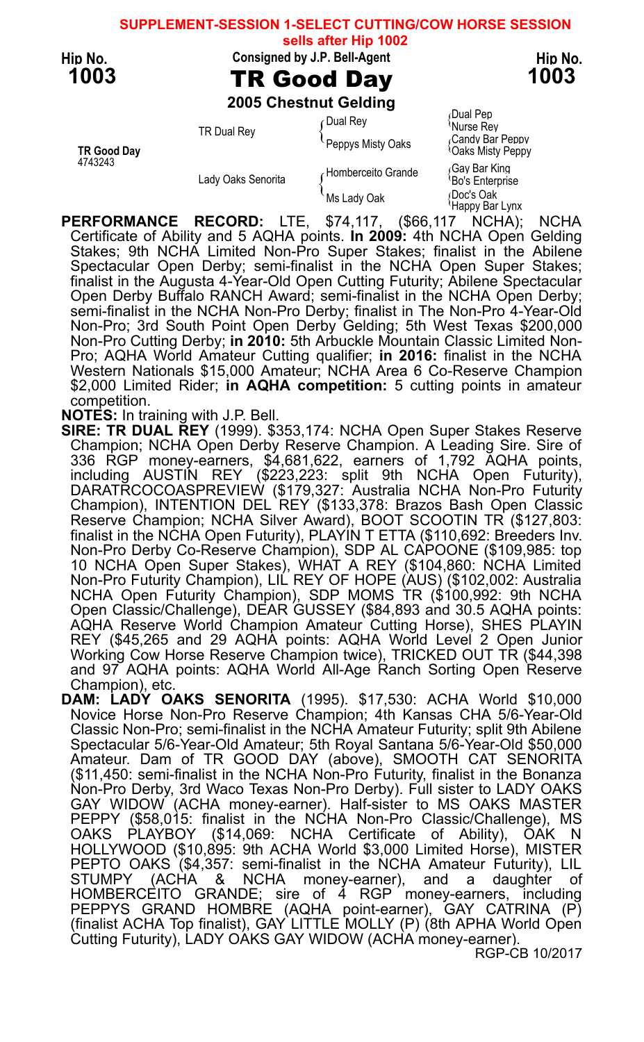**SUPPLEMENT-SESSION 1-SELECT CUTTING/COW HORSE SESSION**
**sells after Hip 1002**

**Hip No. 1003** — Consigned by J.P. Bell-Agent — **Hip No. 1003**

# TR Good Day

**2005 Chestnut Gelding**

| | | | |
|---|---|---|---|
| **TR Good Day** 4743243 | TR Dual Rey | Dual Rey | Dual Pep |
| | | | Nurse Rey |
| | | Peppys Misty Oaks | Candy Bar Peppy |
| | | | Oaks Misty Peppy |
| | Lady Oaks Senorita | Homberceito Grande | Gay Bar King |
| | | | Bo's Enterprise |
| | | Ms Lady Oak | Doc's Oak |
| | | | Happy Bar Lynx |

**PERFORMANCE RECORD:** LTE, $74,117, ($66,117 NCHA); NCHA Certificate of Ability and 5 AQHA points. **In 2009:** 4th NCHA Open Gelding Stakes; 9th NCHA Limited Non-Pro Super Stakes; finalist in the Abilene Spectacular Open Derby; semi-finalist in the NCHA Open Super Stakes; finalist in the Augusta 4-Year-Old Open Cutting Futurity; Abilene Spectacular Open Derby Buffalo RANCH Award; semi-finalist in the NCHA Open Derby; semi-finalist in the NCHA Non-Pro Derby; finalist in The Non-Pro 4-Year-Old Non-Pro; 3rd South Point Open Derby Gelding; 5th West Texas $200,000 Non-Pro Cutting Derby; **in 2010:** 5th Arbuckle Mountain Classic Limited Non-Pro; AQHA World Amateur Cutting qualifier; **in 2016:** finalist in the NCHA Western Nationals $15,000 Amateur; NCHA Area 6 Co-Reserve Champion $2,000 Limited Rider; **in AQHA competition:** 5 cutting points in amateur competition.

**NOTES:** In training with J.P. Bell.

**SIRE: TR DUAL REY** (1999). $353,174: NCHA Open Super Stakes Reserve Champion; NCHA Open Derby Reserve Champion. A Leading Sire. Sire of 336 RGP money-earners, $4,681,622, earners of 1,792 AQHA points, including AUSTIN REY ($223,223: split 9th NCHA Open Futurity), DARATRCOCOASPREVIEW ($179,327: Australia NCHA Non-Pro Futurity Champion), INTENTION DEL REY ($133,378: Brazos Bash Open Classic Reserve Champion; NCHA Silver Award), BOOT SCOOTIN TR ($127,803: finalist in the NCHA Open Futurity), PLAYIN T ETTA ($110,692: Breeders Inv. Non-Pro Derby Co-Reserve Champion), SDP AL CAPOONE ($109,985: top 10 NCHA Open Super Stakes), WHAT A REY ($104,860: NCHA Limited Non-Pro Futurity Champion), LIL REY OF HOPE (AUS) ($102,002: Australia NCHA Open Futurity Champion), SDP MOMS TR ($100,992: 9th NCHA Open Classic/Challenge), DEAR GUSSEY ($84,893 and 30.5 AQHA points: AQHA Reserve World Champion Amateur Cutting Horse), SHES PLAYIN REY ($45,265 and 29 AQHA points: AQHA World Level 2 Open Junior Working Cow Horse Reserve Champion twice), TRICKED OUT TR ($44,398 and 97 AQHA points: AQHA World All-Age Ranch Sorting Open Reserve Champion), etc.

**DAM: LADY OAKS SENORITA** (1995). $17,530: ACHA World $10,000 Novice Horse Non-Pro Reserve Champion; 4th Kansas CHA 5/6-Year-Old Classic Non-Pro; semi-finalist in the NCHA Amateur Futurity; split 9th Abilene Spectacular 5/6-Year-Old Amateur; 5th Royal Santana 5/6-Year-Old $50,000 Amateur. Dam of TR GOOD DAY (above), SMOOTH CAT SENORITA ($11,450: semi-finalist in the NCHA Non-Pro Futurity, finalist in the Bonanza Non-Pro Derby, 3rd Waco Texas Non-Pro Derby). Full sister to LADY OAKS GAY WIDOW (ACHA money-earner). Half-sister to MS OAKS MASTER PEPPY ($58,015: finalist in the NCHA Non-Pro Classic/Challenge), MS OAKS PLAYBOY ($14,069: NCHA Certificate of Ability), OAK N HOLLYWOOD ($10,895: 9th ACHA World $3,000 Limited Horse), MISTER PEPTO OAKS ($4,357: semi-finalist in the NCHA Amateur Futurity), LIL STUMPY (ACHA & NCHA money-earner), and a daughter of HOMBERCEITO GRANDE; sire of 4 RGP money-earners, including PEPPYS GRAND HOMBRE (AQHA point-earner), GAY CATRINA (P) (finalist ACHA Top finalist), GAY LITTLE MOLLY (P) (8th APHA World Open Cutting Futurity), LADY OAKS GAY WIDOW (ACHA money-earner).

RGP-CB 10/2017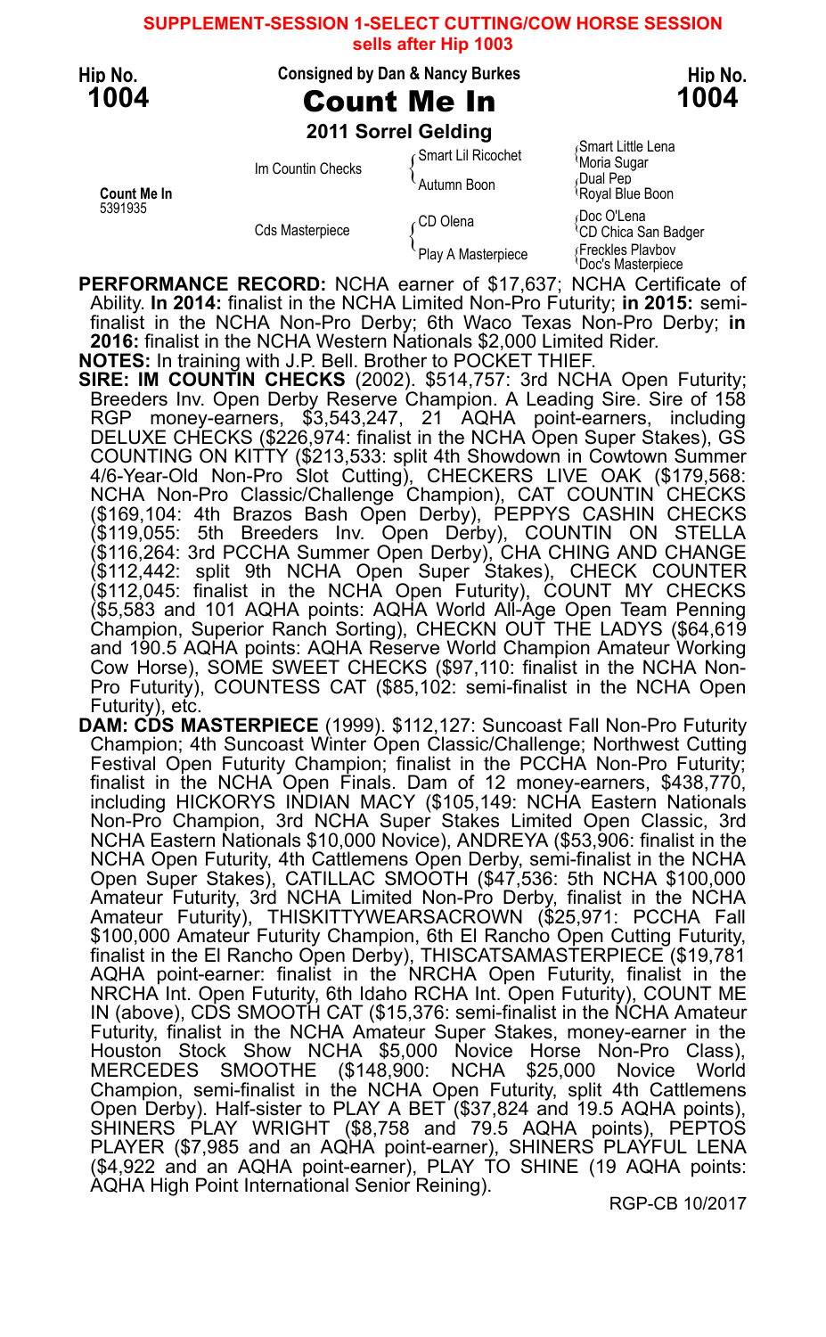**SUPPLEMENT-SESSION 1-SELECT CUTTING/COW HORSE SESSION**
**sells after Hip 1003**

**Hip No. 1004**

Consigned by Dan & Nancy Burkes

# Count Me In

**2011 Sorrel Gelding**

| | | | |
|---|---|---|---|
| Count Me In 5391935 | Im Countin Checks | Smart Lil Ricochet | Smart Little Lena |
| | | | Moria Sugar |
| | | Autumn Boon | Dual Pep |
| | | | Royal Blue Boon |
| | Cds Masterpiece | CD Olena | Doc O'Lena |
| | | | CD Chica San Badger |
| | | Play A Masterpiece | Freckles Playboy |
| | | | Doc's Masterpiece |

**PERFORMANCE RECORD:** NCHA earner of $17,637; NCHA Certificate of Ability. **In 2014:** finalist in the NCHA Limited Non-Pro Futurity; **in 2015:** semi-finalist in the NCHA Non-Pro Derby; 6th Waco Texas Non-Pro Derby; **in 2016:** finalist in the NCHA Western Nationals $2,000 Limited Rider.

**NOTES:** In training with J.P. Bell. Brother to POCKET THIEF.

**SIRE: IM COUNTIN CHECKS** (2002). $514,757: 3rd NCHA Open Futurity; Breeders Inv. Open Derby Reserve Champion. A Leading Sire. Sire of 158 RGP money-earners, $3,543,247, 21 AQHA point-earners, including DELUXE CHECKS ($226,974: finalist in the NCHA Open Super Stakes), GS COUNTING ON KITTY ($213,533: split 4th Showdown in Cowtown Summer 4/6-Year-Old Non-Pro Slot Cutting), CHECKERS LIVE OAK ($179,568: NCHA Non-Pro Classic/Challenge Champion), CAT COUNTIN CHECKS ($169,104: 4th Brazos Bash Open Derby), PEPPYS CASHIN CHECKS ($119,055: 5th Breeders Inv. Open Derby), COUNTIN ON STELLA ($116,264: 3rd PCCHA Summer Open Derby), CHA CHING AND CHANGE ($112,442: split 9th NCHA Open Super Stakes), CHECK COUNTER ($112,045: finalist in the NCHA Open Futurity), COUNT MY CHECKS ($5,583 and 101 AQHA points: AQHA World All-Age Open Team Penning Champion, Superior Ranch Sorting), CHECKN OUT THE LADYS ($64,619 and 190.5 AQHA points: AQHA Reserve World Champion Amateur Working Cow Horse), SOME SWEET CHECKS ($97,110: finalist in the NCHA Non-Pro Futurity), COUNTESS CAT ($85,102: semi-finalist in the NCHA Open Futurity), etc.

**DAM: CDS MASTERPIECE** (1999). $112,127: Suncoast Fall Non-Pro Futurity Champion; 4th Suncoast Winter Open Classic/Challenge; Northwest Cutting Festival Open Futurity Champion; finalist in the PCCHA Non-Pro Futurity; finalist in the NCHA Open Finals. Dam of 12 money-earners, $438,770, including HICKORYS INDIAN MACY ($105,149: NCHA Eastern Nationals Non-Pro Champion, 3rd NCHA Super Stakes Limited Open Classic, 3rd NCHA Eastern Nationals $10,000 Novice), ANDREYA ($53,906: finalist in the NCHA Open Futurity, 4th Cattlemens Open Derby, semi-finalist in the NCHA Open Super Stakes), CATILLAC SMOOTH ($47,536: 5th NCHA $100,000 Amateur Futurity, 3rd NCHA Limited Non-Pro Derby, finalist in the NCHA Amateur Futurity), THISKITTYWEARSACROWN ($25,971: PCCHA Fall $100,000 Amateur Futurity Champion, 6th El Rancho Open Cutting Futurity, finalist in the El Rancho Open Derby), THISCATSAMASTERPIECE ($19,781 AQHA point-earner: finalist in the NRCHA Open Futurity, finalist in the NRCHA Int. Open Futurity, 6th Idaho RCHA Int. Open Futurity), COUNT ME IN (above), CDS SMOOTH CAT ($15,376: semi-finalist in the NCHA Amateur Futurity, finalist in the NCHA Amateur Super Stakes, money-earner in the Houston Stock Show NCHA $5,000 Novice Horse Non-Pro Class), MERCEDES SMOOTHE ($148,900: NCHA $25,000 Novice World Champion, semi-finalist in the NCHA Open Futurity, split 4th Cattlemens Open Derby). Half-sister to PLAY A BET ($37,824 and 19.5 AQHA points), SHINERS PLAY WRIGHT ($8,758 and 79.5 AQHA points), PEPTOS PLAYER ($7,985 and an AQHA point-earner), SHINERS PLAYFUL LENA ($4,922 and an AQHA point-earner), PLAY TO SHINE (19 AQHA points: AQHA High Point International Senior Reining).

RGP-CB 10/2017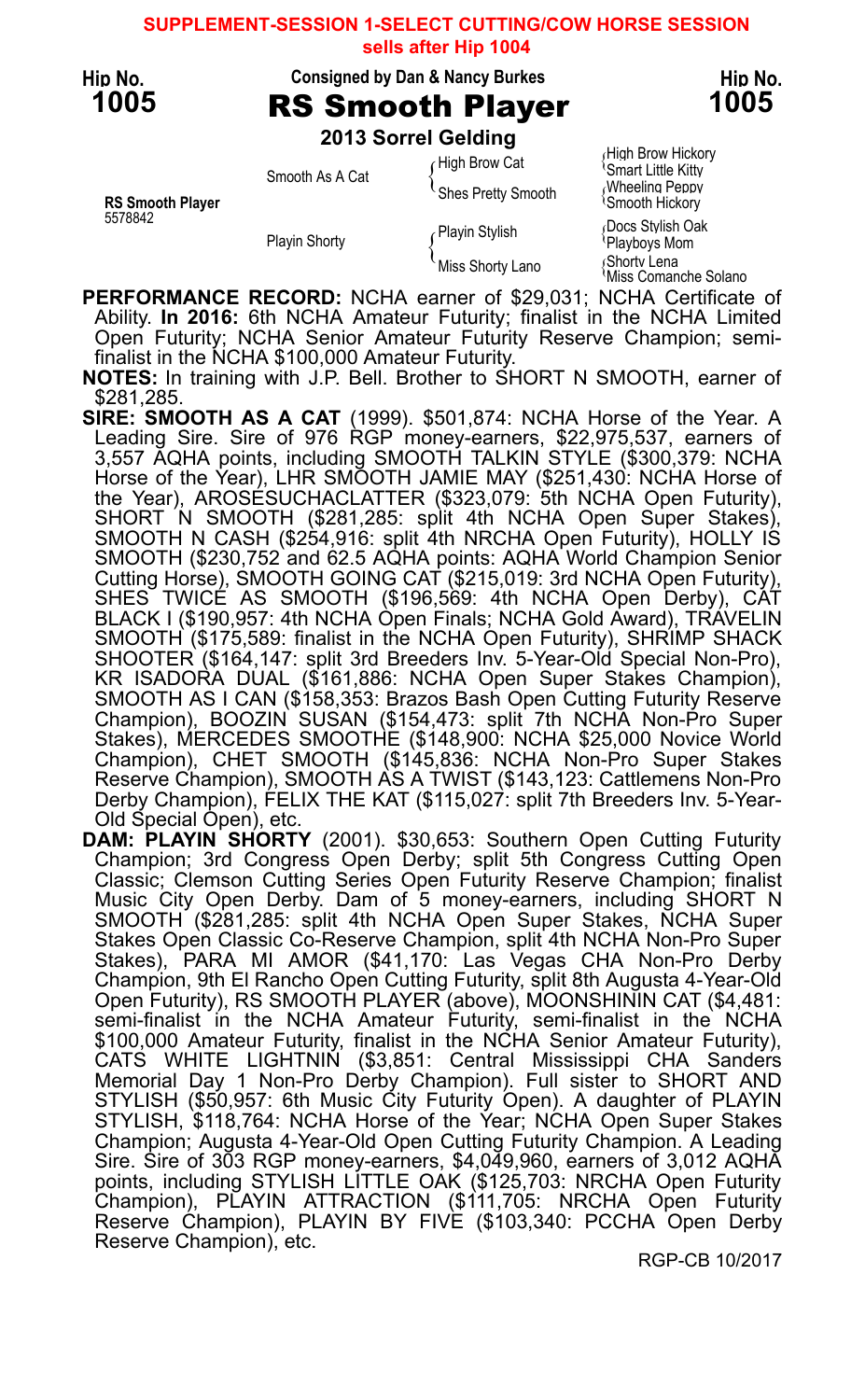**SUPPLEMENT-SESSION 1-SELECT CUTTING/COW HORSE SESSION**
**sells after Hip 1004**

**Hip No. 1005**

Consigned by Dan & Nancy Burkes

# RS Smooth Player

**2013 Sorrel Gelding**

| | | | |
|---|---|---|---|
| **RS Smooth Player** 5578842 | Smooth As A Cat | High Brow Cat | High Brow Hickory |
| | | | Smart Little Kitty |
| | | Shes Pretty Smooth | Wheeling Peppy |
| | | | Smooth Hickory |
| | Playin Shorty | Playin Stylish | Docs Stylish Oak |
| | | | Playboys Mom |
| | | Miss Shorty Lano | Shorty Lena |
| | | | Miss Comanche Solano |

**PERFORMANCE RECORD:** NCHA earner of $29,031; NCHA Certificate of Ability. **In 2016:** 6th NCHA Amateur Futurity; finalist in the NCHA Limited Open Futurity; NCHA Senior Amateur Futurity Reserve Champion; semi-finalist in the NCHA $100,000 Amateur Futurity.

**NOTES:** In training with J.P. Bell. Brother to SHORT N SMOOTH, earner of $281,285.

**SIRE: SMOOTH AS A CAT** (1999). $501,874: NCHA Horse of the Year. A Leading Sire. Sire of 976 RGP money-earners, $22,975,537, earners of 3,557 AQHA points, including SMOOTH TALKIN STYLE ($300,379: NCHA Horse of the Year), LHR SMOOTH JAMIE MAY ($251,430: NCHA Horse of the Year), AROSESUCHACLATTER ($323,079: 5th NCHA Open Futurity), SHORT N SMOOTH ($281,285: split 4th NCHA Open Super Stakes), SMOOTH N CASH ($254,916: split 4th NRCHA Open Futurity), HOLLY IS SMOOTH ($230,752 and 62.5 AQHA points: AQHA World Champion Senior Cutting Horse), SMOOTH GOING CAT ($215,019: 3rd NCHA Open Futurity), SHES TWICE AS SMOOTH ($196,569: 4th NCHA Open Derby), CAT BLACK I ($190,957: 4th NCHA Open Finals; NCHA Gold Award), TRAVELIN SMOOTH ($175,589: finalist in the NCHA Open Futurity), SHRIMP SHACK SHOOTER ($164,147: split 3rd Breeders Inv. 5-Year-Old Special Non-Pro), KR ISADORA DUAL ($161,886: NCHA Open Super Stakes Champion), SMOOTH AS I CAN ($158,353: Brazos Bash Open Cutting Futurity Reserve Champion), BOOZIN SUSAN ($154,473: split 7th NCHA Non-Pro Super Stakes), MERCEDES SMOOTHE ($148,900: NCHA $25,000 Novice World Champion), CHET SMOOTH ($145,836: NCHA Non-Pro Super Stakes Reserve Champion), SMOOTH AS A TWIST ($143,123: Cattlemens Non-Pro Derby Champion), FELIX THE KAT ($115,027: split 7th Breeders Inv. 5-Year-Old Special Open), etc.

**DAM: PLAYIN SHORTY** (2001). $30,653: Southern Open Cutting Futurity Champion; 3rd Congress Open Derby; split 5th Congress Cutting Open Classic; Clemson Cutting Series Open Futurity Reserve Champion; finalist Music City Open Derby. Dam of 5 money-earners, including SHORT N SMOOTH ($281,285: split 4th NCHA Open Super Stakes, NCHA Super Stakes Open Classic Co-Reserve Champion, split 4th NCHA Non-Pro Super Stakes), PARA MI AMOR ($41,170: Las Vegas CHA Non-Pro Derby Champion, 9th El Rancho Open Cutting Futurity, split 8th Augusta 4-Year-Old Open Futurity), RS SMOOTH PLAYER (above), MOONSHININ CAT ($4,481: semi-finalist in the NCHA Amateur Futurity, semi-finalist in the NCHA $100,000 Amateur Futurity, finalist in the NCHA Senior Amateur Futurity), CATS WHITE LIGHTNIN ($3,851: Central Mississippi CHA Sanders Memorial Day 1 Non-Pro Derby Champion). Full sister to SHORT AND STYLISH ($50,957: 6th Music City Futurity Open). A daughter of PLAYIN STYLISH, $118,764: NCHA Horse of the Year; NCHA Open Super Stakes Champion; Augusta 4-Year-Old Open Cutting Futurity Champion. A Leading Sire. Sire of 303 RGP money-earners, $4,049,960, earners of 3,012 AQHA points, including STYLISH LITTLE OAK ($125,703: NRCHA Open Futurity Champion), PLAYIN ATTRACTION ($111,705: NRCHA Open Futurity Reserve Champion), PLAYIN BY FIVE ($103,340: PCCHA Open Derby Reserve Champion), etc.

RGP-CB 10/2017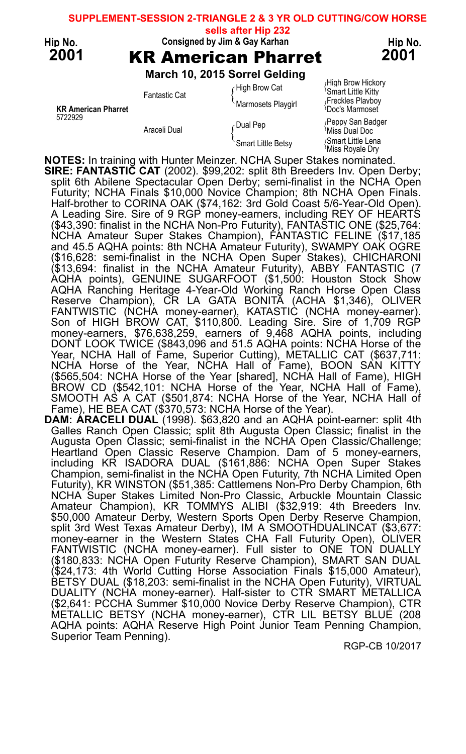**SUPPLEMENT-SESSION 2-TRIANGLE 2 & 3 YR OLD CUTTING/COW HORSE**
**sells after Hip 232**

Hip No. **2001** — Consigned by Jim & Gay Karhan — Hip No. **2001**

# KR American Pharret

**March 10, 2015 Sorrel Gelding**

| | | | |
|---|---|---|---|
| **KR American Pharret** 5722929 | Fantastic Cat | High Brow Cat | High Brow Hickory |
| | | | Smart Little Kitty |
| | | Marmosets Playgirl | Freckles Playboy |
| | | | Doc's Marmoset |
| | Araceli Dual | Dual Pep | Peppy San Badger |
| | | | Miss Dual Doc |
| | | Smart Little Betsy | Smart Little Lena |
| | | | Miss Royale Dry |

**NOTES:** In training with Hunter Meinzer. NCHA Super Stakes nominated.

**SIRE: FANTASTIC CAT** (2002). $99,202: split 8th Breeders Inv. Open Derby; split 6th Abilene Spectacular Open Derby; semi-finalist in the NCHA Open Futurity; NCHA Finals $10,000 Novice Champion; 8th NCHA Open Finals. Half-brother to CORINA OAK ($74,162: 3rd Gold Coast 5/6-Year-Old Open). A Leading Sire. Sire of 9 RGP money-earners, including REY OF HEARTS ($43,390: finalist in the NCHA Non-Pro Futurity), FANTASTIC ONE ($25,764: NCHA Amateur Super Stakes Champion), FANTASTIC FELINE ($17,185 and 45.5 AQHA points: 8th NCHA Amateur Futurity), SWAMPY OAK OGRE ($16,628: semi-finalist in the NCHA Open Super Stakes), CHICHARONI ($13,694: finalist in the NCHA Amateur Futurity), ABBY FANTASTIC (7 AQHA points), GENUINE SUGARFOOT ($1,500: Houston Stock Show AQHA Ranching Heritage 4-Year-Old Working Ranch Horse Open Class Reserve Champion), CR LA GATA BONITA (ACHA $1,346), OLIVER FANTWISTIC (NCHA money-earner), KATASTIC (NCHA money-earner). Son of HIGH BROW CAT, $110,800. Leading Sire. Sire of 1,709 RGP money-earners, $76,638,259, earners of 9,468 AQHA points, including DONT LOOK TWICE ($843,096 and 51.5 AQHA points: NCHA Horse of the Year, NCHA Hall of Fame, Superior Cutting), METALLIC CAT ($637,711: NCHA Horse of the Year, NCHA Hall of Fame), BOON SAN KITTY ($565,504: NCHA Horse of the Year [shared], NCHA Hall of Fame), HIGH BROW CD ($542,101: NCHA Horse of the Year, NCHA Hall of Fame), SMOOTH AS A CAT ($501,874: NCHA Horse of the Year, NCHA Hall of Fame), HE BEA CAT ($370,573: NCHA Horse of the Year).

**DAM: ARACELI DUAL** (1998). $63,820 and an AQHA point-earner: split 4th Galles Ranch Open Classic; split 8th Augusta Open Classic; finalist in the Augusta Open Classic; semi-finalist in the NCHA Open Classic/Challenge; Heartland Open Classic Reserve Champion. Dam of 5 money-earners, including KR ISADORA DUAL ($161,886: NCHA Open Super Stakes Champion, semi-finalist in the NCHA Open Futurity, 7th NCHA Limited Open Futurity), KR WINSTON ($51,385: Cattlemens Non-Pro Derby Champion, 6th NCHA Super Stakes Limited Non-Pro Classic, Arbuckle Mountain Classic Amateur Champion), KR TOMMYS ALIBI ($32,919: 4th Breeders Inv. $50,000 Amateur Derby, Western Sports Open Derby Reserve Champion, split 3rd West Texas Amateur Derby), IM A SMOOTHDUALINCAT ($3,677: money-earner in the Western States CHA Fall Futurity Open), OLIVER FANTWISTIC (NCHA money-earner). Full sister to ONE TON DUALLY ($180,833: NCHA Open Futurity Reserve Champion), SMART SAN DUAL ($24,173: 4th World Cutting Horse Association Finals $15,000 Amateur), BETSY DUAL ($18,203: semi-finalist in the NCHA Open Futurity), VIRTUAL DUALITY (NCHA money-earner). Half-sister to CTR SMART METALLICA ($2,641: PCCHA Summer $10,000 Novice Derby Reserve Champion), CTR METALLIC BETSY (NCHA money-earner), CTR LIL BETSY BLUE (208 AQHA points: AQHA Reserve High Point Junior Team Penning Champion, Superior Team Penning).

RGP-CB 10/2017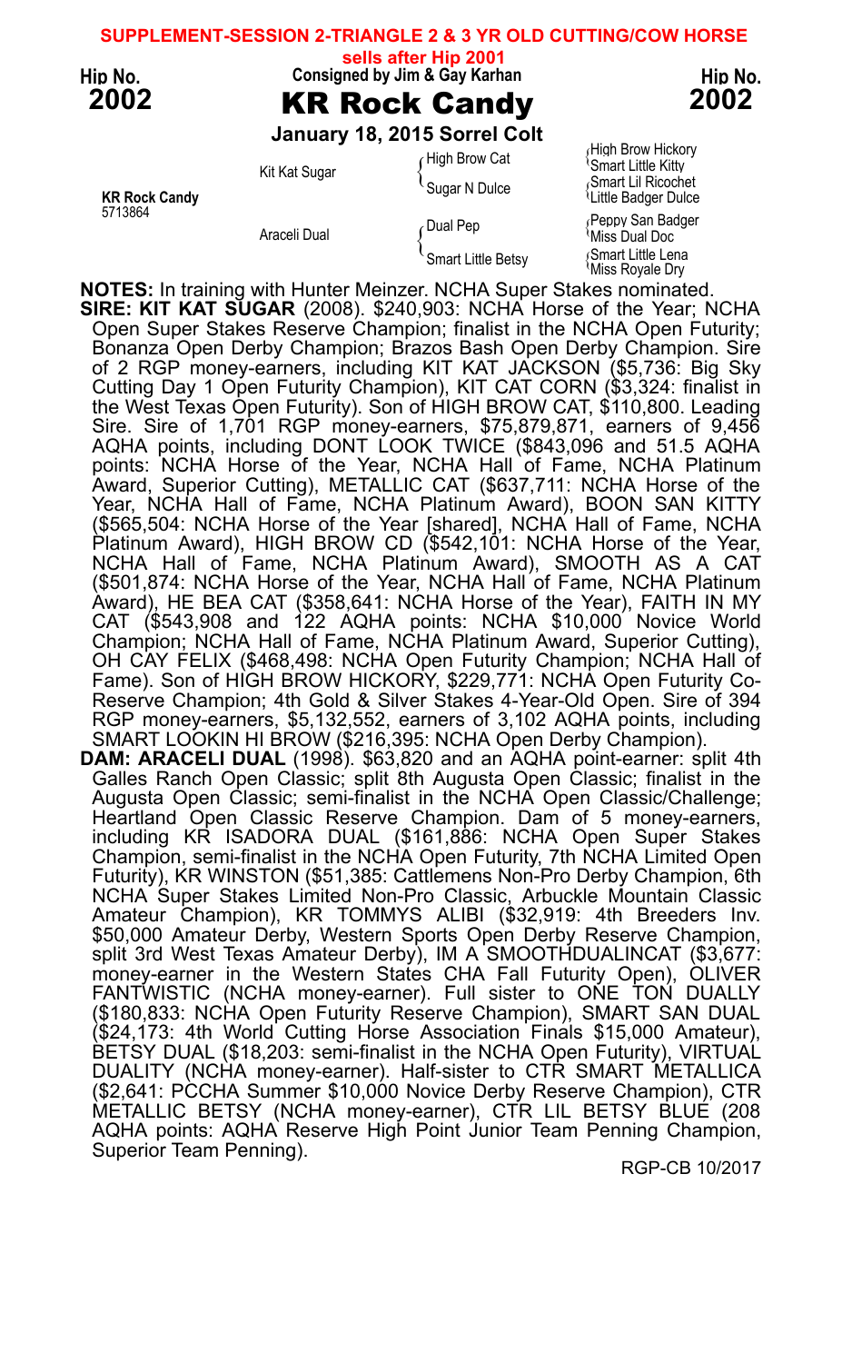**SUPPLEMENT-SESSION 2-TRIANGLE 2 & 3 YR OLD CUTTING/COW HORSE**

**sells after Hip 2001**

Hip No. **2002** — Consigned by Jim & Gay Karhan — Hip No. **2002**

# KR Rock Candy

**January 18, 2015 Sorrel Colt**

| | | | |
|---|---|---|---|
| **KR Rock Candy** 5713864 | Kit Kat Sugar | High Brow Cat | High Brow Hickory |
| | | | Smart Little Kitty |
| | | Sugar N Dulce | Smart Lil Ricochet |
| | | | Little Badger Dulce |
| | Araceli Dual | Dual Pep | Peppy San Badger |
| | | | Miss Dual Doc |
| | | Smart Little Betsy | Smart Little Lena |
| | | | Miss Royale Dry |

**NOTES:** In training with Hunter Meinzer. NCHA Super Stakes nominated.

**SIRE: KIT KAT SUGAR** (2008). $240,903: NCHA Horse of the Year; NCHA Open Super Stakes Reserve Champion; finalist in the NCHA Open Futurity; Bonanza Open Derby Champion; Brazos Bash Open Derby Champion. Sire of 2 RGP money-earners, including KIT KAT JACKSON ($5,736: Big Sky Cutting Day 1 Open Futurity Champion), KIT CAT CORN ($3,324: finalist in the West Texas Open Futurity). Son of HIGH BROW CAT, $110,800. Leading Sire. Sire of 1,701 RGP money-earners, $75,879,871, earners of 9,456 AQHA points, including DONT LOOK TWICE ($843,096 and 51.5 AQHA points: NCHA Horse of the Year, NCHA Hall of Fame, NCHA Platinum Award, Superior Cutting), METALLIC CAT ($637,711: NCHA Horse of the Year, NCHA Hall of Fame, NCHA Platinum Award), BOON SAN KITTY ($565,504: NCHA Horse of the Year [shared], NCHA Hall of Fame, NCHA Platinum Award), HIGH BROW CD ($542,101: NCHA Horse of the Year, NCHA Hall of Fame, NCHA Platinum Award), SMOOTH AS A CAT ($501,874: NCHA Horse of the Year, NCHA Hall of Fame, NCHA Platinum Award), HE BEA CAT ($358,641: NCHA Horse of the Year), FAITH IN MY CAT ($543,908 and 122 AQHA points: NCHA $10,000 Novice World Champion; NCHA Hall of Fame, NCHA Platinum Award, Superior Cutting), OH CAY FELIX ($468,498: NCHA Open Futurity Champion; NCHA Hall of Fame). Son of HIGH BROW HICKORY, $229,771: NCHA Open Futurity Co-Reserve Champion; 4th Gold & Silver Stakes 4-Year-Old Open. Sire of 394 RGP money-earners, $5,132,552, earners of 3,102 AQHA points, including SMART LOOKIN HI BROW ($216,395: NCHA Open Derby Champion).

**DAM: ARACELI DUAL** (1998). $63,820 and an AQHA point-earner: split 4th Galles Ranch Open Classic; split 8th Augusta Open Classic; finalist in the Augusta Open Classic; semi-finalist in the NCHA Open Classic/Challenge; Heartland Open Classic Reserve Champion. Dam of 5 money-earners, including KR ISADORA DUAL ($161,886: NCHA Open Super Stakes Champion, semi-finalist in the NCHA Open Futurity, 7th NCHA Limited Open Futurity), KR WINSTON ($51,385: Cattlemens Non-Pro Derby Champion, 6th NCHA Super Stakes Limited Non-Pro Classic, Arbuckle Mountain Classic Amateur Champion), KR TOMMYS ALIBI ($32,919: 4th Breeders Inv. $50,000 Amateur Derby, Western Sports Open Derby Reserve Champion, split 3rd West Texas Amateur Derby), IM A SMOOTHDUALINCAT ($3,677: money-earner in the Western States CHA Fall Futurity Open), OLIVER FANTWISTIC (NCHA money-earner). Full sister to ONE TON DUALLY ($180,833: NCHA Open Futurity Reserve Champion), SMART SAN DUAL ($24,173: 4th World Cutting Horse Association Finals $15,000 Amateur), BETSY DUAL ($18,203: semi-finalist in the NCHA Open Futurity), VIRTUAL DUALITY (NCHA money-earner). Half-sister to CTR SMART METALLICA ($2,641: PCCHA Summer $10,000 Novice Derby Reserve Champion), CTR METALLIC BETSY (NCHA money-earner), CTR LIL BETSY BLUE (208 AQHA points: AQHA Reserve High Point Junior Team Penning Champion, Superior Team Penning).

RGP-CB 10/2017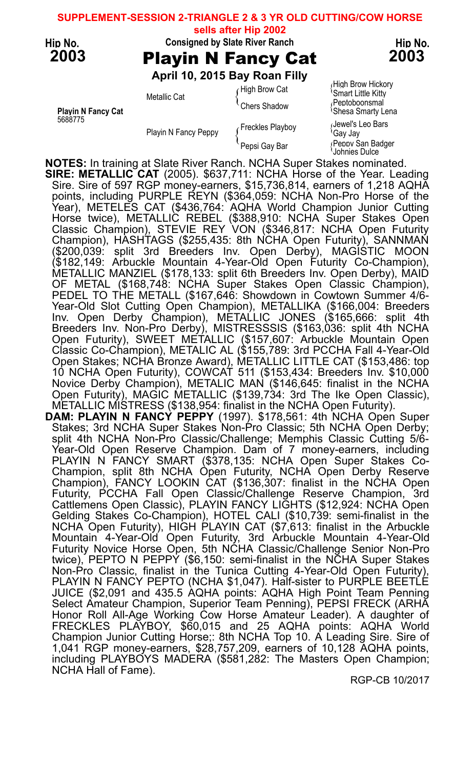**SUPPLEMENT-SESSION 2-TRIANGLE 2 & 3 YR OLD CUTTING/COW HORSE**

**sells after Hip 2002**

**Hip No. 2003**

Consigned by Slate River Ranch

# Playin N Fancy Cat

**April 10, 2015 Bay Roan Filly**

| | | | |
|---|---|---|---|
| **Playin N Fancy Cat** 5688775 | Metallic Cat | High Brow Cat | High Brow Hickory |
| | | | Smart Little Kitty |
| | | Chers Shadow | Peptoboonsmal |
| | | | Shesa Smarty Lena |
| | Playin N Fancy Peppy | Freckles Playboy | Jewel's Leo Bars |
| | | | Gay Jay |
| | | Pepsi Gay Bar | Peppy San Badger |
| | | | Johnies Dulce |

**NOTES:** In training at Slate River Ranch. NCHA Super Stakes nominated.

**SIRE: METALLIC CAT** (2005). $637,711: NCHA Horse of the Year. Leading Sire. Sire of 597 RGP money-earners, $15,736,814, earners of 1,218 AQHA points, including PURPLE REYN ($364,059: NCHA Non-Pro Horse of the Year), METELES CAT ($436,764: AQHA World Champion Junior Cutting Horse twice), METALLIC REBEL ($388,910: NCHA Super Stakes Open Classic Champion), STEVIE REY VON ($346,817: NCHA Open Futurity Champion), HASHTAGS ($255,435: 8th NCHA Open Futurity), SANNMAN ($200,039: split 3rd Breeders Inv. Open Derby), MAGISTIC MOON ($182,149: Arbuckle Mountain 4-Year-Old Open Futurity Co-Champion), METALLIC MANZIEL ($178,133: split 6th Breeders Inv. Open Derby), MAID OF METAL ($168,748: NCHA Super Stakes Open Classic Champion), PEDEL TO THE METALL ($167,646: Showdown in Cowtown Summer 4/6-Year-Old Slot Cutting Open Champion), METALLIKA ($166,004: Breeders Inv. Open Derby Champion), METALLIC JONES ($165,666: split 4th Breeders Inv. Non-Pro Derby), MISTRESSSIS ($163,036: split 4th NCHA Open Futurity), SWEET METALLIC ($157,607: Arbuckle Mountain Open Classic Co-Champion), METALIC AL ($155,789: 3rd PCCHA Fall 4-Year-Old Open Stakes; NCHA Bronze Award), METALLIC LITTLE CAT ($153,486: top 10 NCHA Open Futurity), COWCAT 511 ($153,434: Breeders Inv. $10,000 Novice Derby Champion), METALIC MAN ($146,645: finalist in the NCHA Open Futurity), MAGIC METALLIC ($139,734: 3rd The Ike Open Classic), METALLIC MISTRESS ($138,954: finalist in the NCHA Open Futurity).

**DAM: PLAYIN N FANCY PEPPY** (1997). $178,561: 4th NCHA Open Super Stakes; 3rd NCHA Super Stakes Non-Pro Classic; 5th NCHA Open Derby; split 4th NCHA Non-Pro Classic/Challenge; Memphis Classic Cutting 5/6-Year-Old Open Reserve Champion. Dam of 7 money-earners, including PLAYIN N FANCY SMART ($378,135: NCHA Open Super Stakes Co-Champion, split 8th NCHA Open Futurity, NCHA Open Derby Reserve Champion), FANCY LOOKIN CAT ($136,307: finalist in the NCHA Open Futurity, PCCHA Fall Open Classic/Challenge Reserve Champion, 3rd Cattlemens Open Classic), PLAYIN FANCY LIGHTS ($12,924: NCHA Open Gelding Stakes Co-Champion), HOTEL CALI ($10,739: semi-finalist in the NCHA Open Futurity), HIGH PLAYIN CAT ($7,613: finalist in the Arbuckle Mountain 4-Year-Old Open Futurity, 3rd Arbuckle Mountain 4-Year-Old Futurity Novice Horse Open, 5th NCHA Classic/Challenge Senior Non-Pro twice), PEPTO N PEPPY ($6,150: semi-finalist in the NCHA Super Stakes Non-Pro Classic, finalist in the Tunica Cutting 4-Year-Old Open Futurity), PLAYIN N FANCY PEPTO (NCHA $1,047). Half-sister to PURPLE BEETLE JUICE ($2,091 and 435.5 AQHA points: AQHA High Point Team Penning Select Amateur Champion, Superior Team Penning), PEPSI FRECK (ARHA Honor Roll All-Age Working Cow Horse Amateur Leader). A daughter of FRECKLES PLAYBOY, $60,015 and 25 AQHA points: AQHA World Champion Junior Cutting Horse;: 8th NCHA Top 10. A Leading Sire. Sire of 1,041 RGP money-earners, $28,757,209, earners of 10,128 AQHA points, including PLAYBOYS MADERA ($581,282: The Masters Open Champion; NCHA Hall of Fame).

RGP-CB 10/2017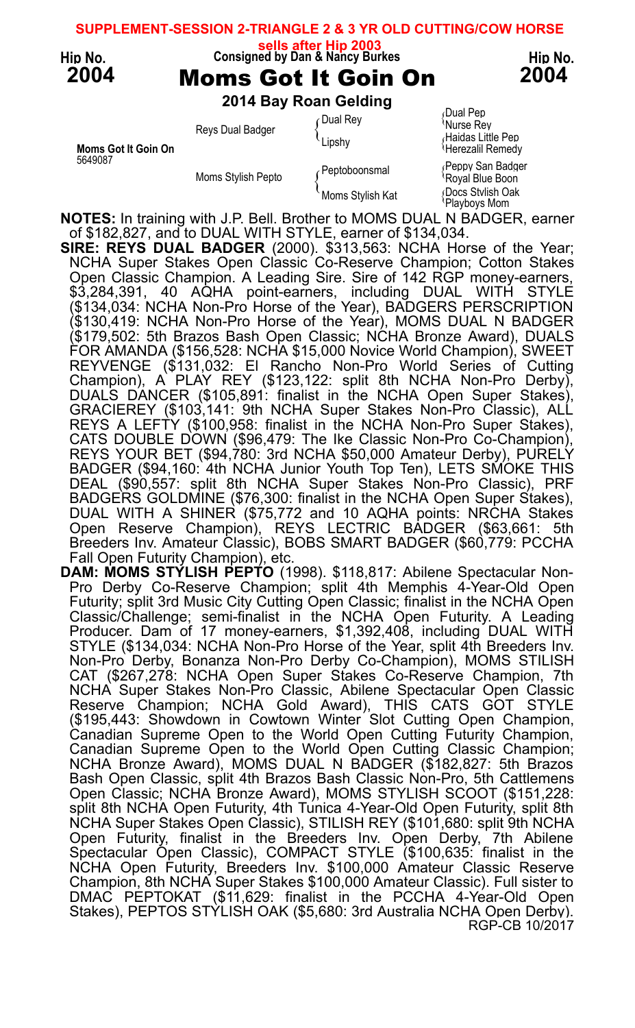**SUPPLEMENT-SESSION 2-TRIANGLE 2 & 3 YR OLD CUTTING/COW HORSE**

**sells after Hip 2003**

Hip No. **2004**

Consigned by Dan & Nancy Burkes

# Moms Got It Goin On

**2014 Bay Roan Gelding**

| | | | |
|---|---|---|---|
| **Moms Got It Goin On** 5649087 | Reys Dual Badger | Dual Rey | Dual Pep |
| | | | Nurse Rey |
| | | Lipshy | Haidas Little Pep |
| | | | Herezalil Remedy |
| | Moms Stylish Pepto | Peptoboonsmal | Peppy San Badger |
| | | | Royal Blue Boon |
| | | Moms Stylish Kat | Docs Stylish Oak |
| | | | Playboys Mom |

**NOTES:** In training with J.P. Bell. Brother to MOMS DUAL N BADGER, earner of $182,827, and to DUAL WITH STYLE, earner of $134,034.

**SIRE: REYS DUAL BADGER** (2000). $313,563: NCHA Horse of the Year; NCHA Super Stakes Open Classic Co-Reserve Champion; Cotton Stakes Open Classic Champion. A Leading Sire. Sire of 142 RGP money-earners, $3,284,391, 40 AQHA point-earners, including DUAL WITH STYLE ($134,034: NCHA Non-Pro Horse of the Year), BADGERS PERSCRIPTION ($130,419: NCHA Non-Pro Horse of the Year), MOMS DUAL N BADGER ($179,502: 5th Brazos Bash Open Classic; NCHA Bronze Award), DUALS FOR AMANDA ($156,528: NCHA $15,000 Novice World Champion), SWEET REYVENGE ($131,032: El Rancho Non-Pro World Series of Cutting Champion), A PLAY REY ($123,122: split 8th NCHA Non-Pro Derby), DUALS DANCER ($105,891: finalist in the NCHA Open Super Stakes), GRACIEREY ($103,141: 9th NCHA Super Stakes Non-Pro Classic), ALL REYS A LEFTY ($100,958: finalist in the NCHA Non-Pro Super Stakes), CATS DOUBLE DOWN ($96,479: The Ike Classic Non-Pro Co-Champion), REYS YOUR BET ($94,780: 3rd NCHA $50,000 Amateur Derby), PURELY BADGER ($94,160: 4th NCHA Junior Youth Top Ten), LETS SMOKE THIS DEAL ($90,557: split 8th NCHA Super Stakes Non-Pro Classic), PRF BADGERS GOLDMINE ($76,300: finalist in the NCHA Open Super Stakes), DUAL WITH A SHINER ($75,772 and 10 AQHA points: NRCHA Stakes Open Reserve Champion), REYS LECTRIC BADGER ($63,661: 5th Breeders Inv. Amateur Classic), BOBS SMART BADGER ($60,779: PCCHA Fall Open Futurity Champion), etc.

**DAM: MOMS STYLISH PEPTO** (1998). $118,817: Abilene Spectacular Non-Pro Derby Co-Reserve Champion; split 4th Memphis 4-Year-Old Open Futurity; split 3rd Music City Cutting Open Classic; finalist in the NCHA Open Classic/Challenge; semi-finalist in the NCHA Open Futurity. A Leading Producer. Dam of 17 money-earners, $1,392,408, including DUAL WITH STYLE ($134,034: NCHA Non-Pro Horse of the Year, split 4th Breeders Inv. Non-Pro Derby, Bonanza Non-Pro Derby Co-Champion), MOMS STILISH CAT ($267,278: NCHA Open Super Stakes Co-Reserve Champion, 7th NCHA Super Stakes Non-Pro Classic, Abilene Spectacular Open Classic Reserve Champion; NCHA Gold Award), THIS CATS GOT STYLE ($195,443: Showdown in Cowtown Winter Slot Cutting Open Champion, Canadian Supreme Open to the World Open Cutting Futurity Champion, Canadian Supreme Open to the World Open Cutting Classic Champion; NCHA Bronze Award), MOMS DUAL N BADGER ($182,827: 5th Brazos Bash Open Classic, split 4th Brazos Bash Classic Non-Pro, 5th Cattlemens Open Classic; NCHA Bronze Award), MOMS STYLISH SCOOT ($151,228: split 8th NCHA Open Futurity, 4th Tunica 4-Year-Old Open Futurity, split 8th NCHA Super Stakes Open Classic), STILISH REY ($101,680: split 9th NCHA Open Futurity, finalist in the Breeders Inv. Open Derby, 7th Abilene Spectacular Open Classic), COMPACT STYLE ($100,635: finalist in the NCHA Open Futurity, Breeders Inv. $100,000 Amateur Classic Reserve Champion, 8th NCHA Super Stakes $100,000 Amateur Classic). Full sister to DMAC PEPTOKAT ($11,629: finalist in the PCCHA 4-Year-Old Open Stakes), PEPTOS STYLISH OAK ($5,680: 3rd Australia NCHA Open Derby).

RGP-CB 10/2017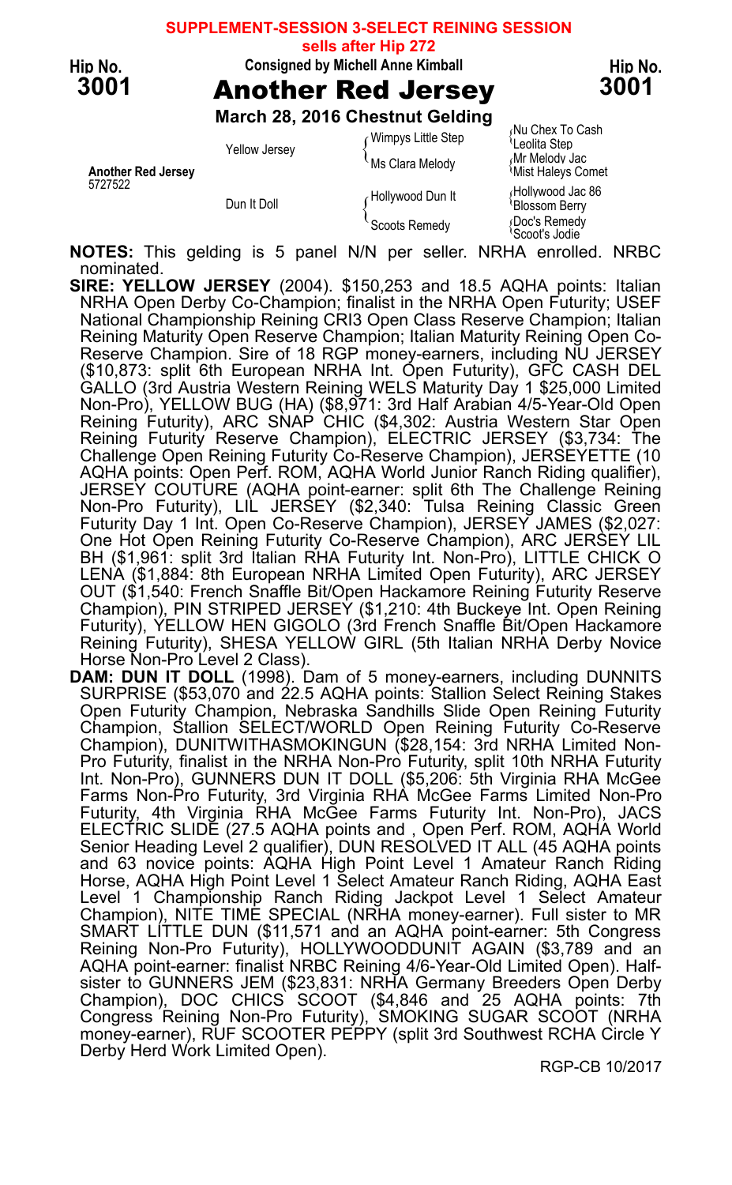**SUPPLEMENT-SESSION 3-SELECT REINING SESSION**
**sells after Hip 272**

Hip No. **3001**

Consigned by Michell Anne Kimball

# Another Red Jersey

**March 28, 2016 Chestnut Gelding**

| | | | |
|---|---|---|---|
| **Another Red Jersey** 5727522 | Yellow Jersey | Wimpys Little Step | Nu Chex To Cash |
| | | | Leolita Step |
| | | Ms Clara Melody | Mr Melody Jac |
| | | | Mist Haleys Comet |
| | Dun It Doll | Hollywood Dun It | Hollywood Jac 86 |
| | | | Blossom Berry |
| | | Scoots Remedy | Doc's Remedy |
| | | | Scoot's Jodie |

**NOTES:** This gelding is 5 panel N/N per seller. NRHA enrolled. NRBC nominated.

**SIRE: YELLOW JERSEY** (2004). $150,253 and 18.5 AQHA points: Italian NRHA Open Derby Co-Champion; finalist in the NRHA Open Futurity; USEF National Championship Reining CRI3 Open Class Reserve Champion; Italian Reining Maturity Open Reserve Champion; Italian Maturity Reining Open Co-Reserve Champion. Sire of 18 RGP money-earners, including NU JERSEY ($10,873: split 6th European NRHA Int. Open Futurity), GFC CASH DEL GALLO (3rd Austria Western Reining WELS Maturity Day 1 $25,000 Limited Non-Pro), YELLOW BUG (HA) ($8,971: 3rd Half Arabian 4/5-Year-Old Open Reining Futurity), ARC SNAP CHIC ($4,302: Austria Western Star Open Reining Futurity Reserve Champion), ELECTRIC JERSEY ($3,734: The Challenge Open Reining Futurity Co-Reserve Champion), JERSEYETTE (10 AQHA points: Open Perf. ROM, AQHA World Junior Ranch Riding qualifier), JERSEY COUTURE (AQHA point-earner: split 6th The Challenge Reining Non-Pro Futurity), LIL JERSEY ($2,340: Tulsa Reining Classic Green Futurity Day 1 Int. Open Co-Reserve Champion), JERSEY JAMES ($2,027: One Hot Open Reining Futurity Co-Reserve Champion), ARC JERSEY LIL BH ($1,961: split 3rd Italian RHA Futurity Int. Non-Pro), LITTLE CHICK O LENA ($1,884: 8th European NRHA Limited Open Futurity), ARC JERSEY OUT ($1,540: French Snaffle Bit/Open Hackamore Reining Futurity Reserve Champion), PIN STRIPED JERSEY ($1,210: 4th Buckeye Int. Open Reining Futurity), YELLOW HEN GIGOLO (3rd French Snaffle Bit/Open Hackamore Reining Futurity), SHESA YELLOW GIRL (5th Italian NRHA Derby Novice Horse Non-Pro Level 2 Class).

**DAM: DUN IT DOLL** (1998). Dam of 5 money-earners, including DUNNITS SURPRISE ($53,070 and 22.5 AQHA points: Stallion Select Reining Stakes Open Futurity Champion, Nebraska Sandhills Slide Open Reining Futurity Champion, Stallion SELECT/WORLD Open Reining Futurity Co-Reserve Champion), DUNITWITHASMOKINGUN ($28,154: 3rd NRHA Limited Non-Pro Futurity, finalist in the NRHA Non-Pro Futurity, split 10th NRHA Futurity Int. Non-Pro), GUNNERS DUN IT DOLL ($5,206: 5th Virginia RHA McGee Farms Non-Pro Futurity, 3rd Virginia RHA McGee Farms Limited Non-Pro Futurity, 4th Virginia RHA McGee Farms Futurity Int. Non-Pro), JACS ELECTRIC SLIDE (27.5 AQHA points and , Open Perf. ROM, AQHA World Senior Heading Level 2 qualifier), DUN RESOLVED IT ALL (45 AQHA points and 63 novice points: AQHA High Point Level 1 Amateur Ranch Riding Horse, AQHA High Point Level 1 Select Amateur Ranch Riding, AQHA East Level 1 Championship Ranch Riding Jackpot Level 1 Select Amateur Champion), NITE TIME SPECIAL (NRHA money-earner). Full sister to MR SMART LITTLE DUN ($11,571 and an AQHA point-earner: 5th Congress Reining Non-Pro Futurity), HOLLYWOODDUNIT AGAIN ($3,789 and an AQHA point-earner: finalist NRBC Reining 4/6-Year-Old Limited Open). Half-sister to GUNNERS JEM ($23,831: NRHA Germany Breeders Open Derby Champion), DOC CHICS SCOOT ($4,846 and 25 AQHA points: 7th Congress Reining Non-Pro Futurity), SMOKING SUGAR SCOOT (NRHA money-earner), RUF SCOOTER PEPPY (split 3rd Southwest RCHA Circle Y Derby Herd Work Limited Open).

RGP-CB 10/2017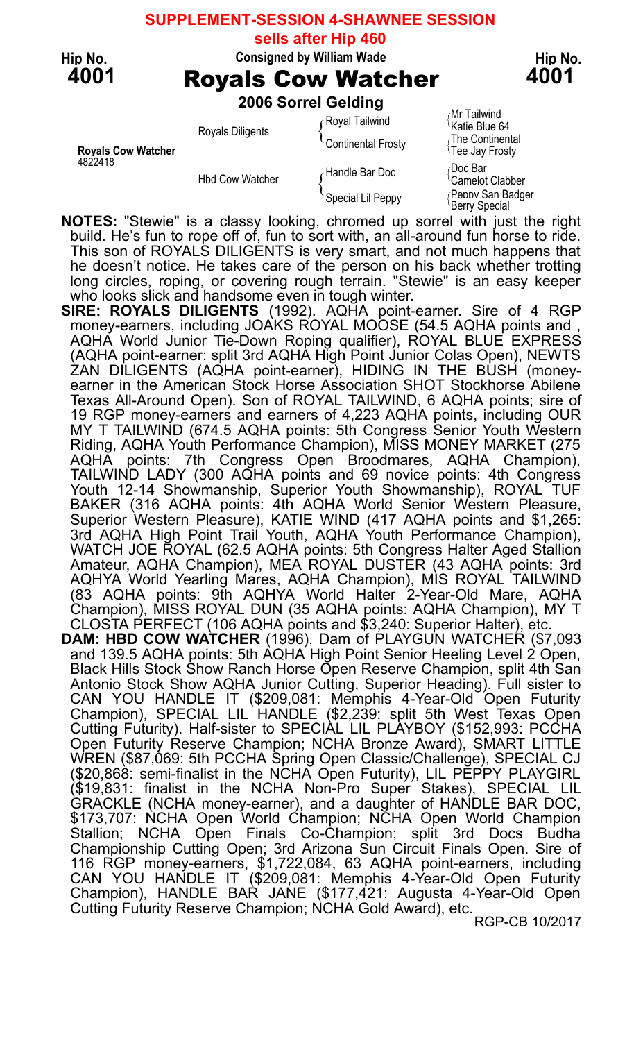**SUPPLEMENT-SESSION 4-SHAWNEE SESSION**
**sells after Hip 460**

Hip No. **4001**

Consigned by William Wade

# Royals Cow Watcher

**2006 Sorrel Gelding**

| | | | |
|---|---|---|---|
| **Royals Cow Watcher** 4822418 | Royals Diligents | Royal Tailwind | Mr Tailwind |
| | | | Katie Blue 64 |
| | | Continental Frosty | The Continental |
| | | | Tee Jay Frosty |
| | Hbd Cow Watcher | Handle Bar Doc | Doc Bar |
| | | | Camelot Clabber |
| | | Special Lil Peppy | Peppy San Badger |
| | | | Berry Special |

**NOTES:** "Stewie" is a classy looking, chromed up sorrel with just the right build. He's fun to rope off of, fun to sort with, an all-around fun horse to ride. This son of ROYALS DILIGENTS is very smart, and not much happens that he doesn't notice. He takes care of the person on his back whether trotting long circles, roping, or covering rough terrain. "Stewie" is an easy keeper who looks slick and handsome even in tough winter.

**SIRE: ROYALS DILIGENTS** (1992). AQHA point-earner. Sire of 4 RGP money-earners, including JOAKS ROYAL MOOSE (54.5 AQHA points and , AQHA World Junior Tie-Down Roping qualifier), ROYAL BLUE EXPRESS (AQHA point-earner: split 3rd AQHA High Point Junior Colas Open), NEWTS ZAN DILIGENTS (AQHA point-earner), HIDING IN THE BUSH (money-earner in the American Stock Horse Association SHOT Stockhorse Abilene Texas All-Around Open). Son of ROYAL TAILWIND, 6 AQHA points; sire of 19 RGP money-earners and earners of 4,223 AQHA points, including OUR MY T TAILWIND (674.5 AQHA points: 5th Congress Senior Youth Western Riding, AQHA Youth Performance Champion), MISS MONEY MARKET (275 AQHA points: 7th Congress Open Broodmares, AQHA Champion), TAILWIND LADY (300 AQHA points and 69 novice points: 4th Congress Youth 12-14 Showmanship, Superior Youth Showmanship), ROYAL TUF BAKER (316 AQHA points: 4th AQHA World Senior Western Pleasure, Superior Western Pleasure), KATIE WIND (417 AQHA points and $1,265: 3rd AQHA High Point Trail Youth, AQHA Youth Performance Champion), WATCH JOE ROYAL (62.5 AQHA points: 5th Congress Halter Aged Stallion Amateur, AQHA Champion), MEA ROYAL DUSTER (43 AQHA points: 3rd AQHYA World Yearling Mares, AQHA Champion), MIS ROYAL TAILWIND (83 AQHA points: 9th AQHYA World Halter 2-Year-Old Mare, AQHA Champion), MISS ROYAL DUN (35 AQHA points: AQHA Champion), MY T CLOSTA PERFECT (106 AQHA points and $3,240: Superior Halter), etc.

**DAM: HBD COW WATCHER** (1996). Dam of PLAYGUN WATCHER ($7,093 and 139.5 AQHA points: 5th AQHA High Point Senior Heeling Level 2 Open, Black Hills Stock Show Ranch Horse Open Reserve Champion, split 4th San Antonio Stock Show AQHA Junior Cutting, Superior Heading). Full sister to CAN YOU HANDLE IT ($209,081: Memphis 4-Year-Old Open Futurity Champion), SPECIAL LIL HANDLE ($2,239: split 5th West Texas Open Cutting Futurity). Half-sister to SPECIAL LIL PLAYBOY ($152,993: PCCHA Open Futurity Reserve Champion; NCHA Bronze Award), SMART LITTLE WREN ($87,069: 5th PCCHA Spring Open Classic/Challenge), SPECIAL CJ ($20,868: semi-finalist in the NCHA Open Futurity), LIL PEPPY PLAYGIRL ($19,831: finalist in the NCHA Non-Pro Super Stakes), SPECIAL LIL GRACKLE (NCHA money-earner), and a daughter of HANDLE BAR DOC, $173,707: NCHA Open World Champion; NCHA Open World Champion Stallion; NCHA Open Finals Co-Champion; split 3rd Docs Budha Championship Cutting Open; 3rd Arizona Sun Circuit Finals Open. Sire of 116 RGP money-earners, $1,722,084, 63 AQHA point-earners, including CAN YOU HANDLE IT ($209,081: Memphis 4-Year-Old Open Futurity Champion), HANDLE BAR JANE ($177,421: Augusta 4-Year-Old Open Cutting Futurity Reserve Champion; NCHA Gold Award), etc.

RGP-CB 10/2017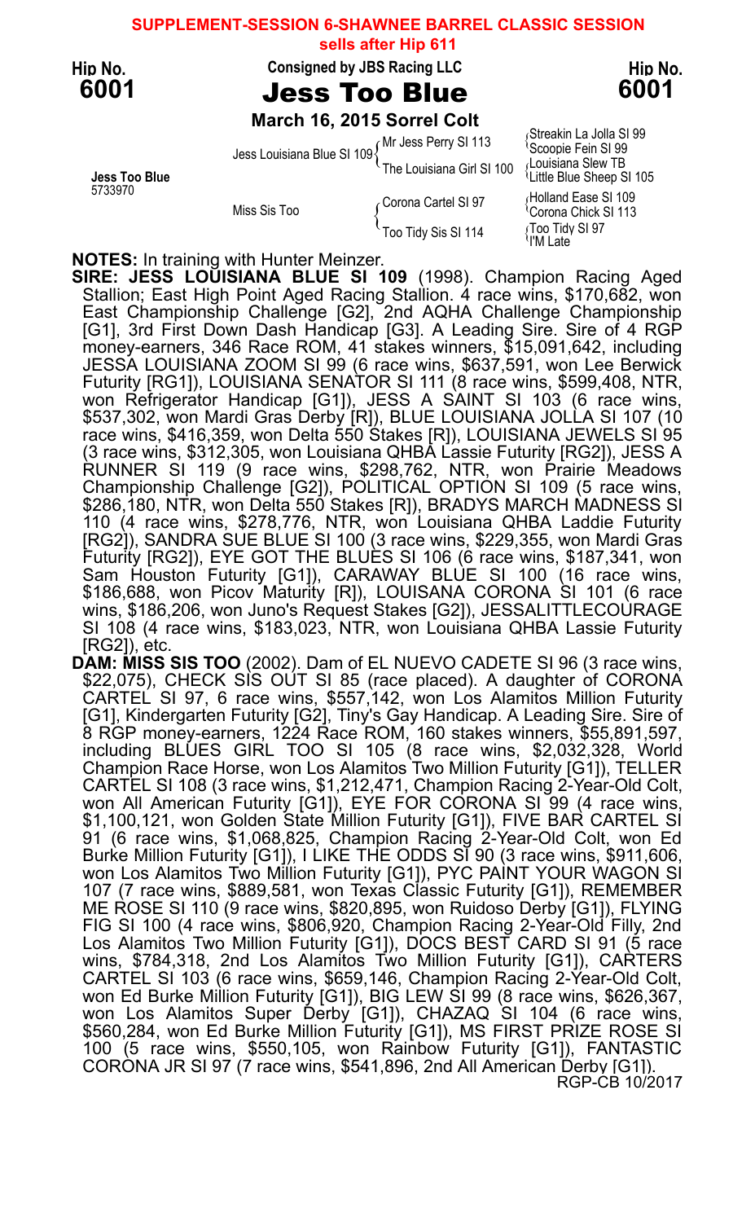**SUPPLEMENT-SESSION 6-SHAWNEE BARREL CLASSIC SESSION**
**sells after Hip 611**

Hip No. **6001** | Consigned by JBS Racing LLC | Hip No. **6001**

# Jess Too Blue

**March 16, 2015 Sorrel Colt**

| | | | |
|---|---|---|---|
| **Jess Too Blue** 5733970 | Jess Louisiana Blue SI 109 | Mr Jess Perry SI 113 | Streakin La Jolla SI 99 |
| | | | Scoopie Fein SI 99 |
| | | The Louisiana Girl SI 100 | Louisiana Slew TB |
| | | | Little Blue Sheep SI 105 |
| | Miss Sis Too | Corona Cartel SI 97 | Holland Ease SI 109 |
| | | | Corona Chick SI 113 |
| | | Too Tidy Sis SI 114 | Too Tidy SI 97 |
| | | | I'M Late |

**NOTES:** In training with Hunter Meinzer.

**SIRE: JESS LOUISIANA BLUE SI 109** (1998). Champion Racing Aged Stallion; East High Point Aged Racing Stallion. 4 race wins, $170,682, won East Championship Challenge [G2], 2nd AQHA Challenge Championship [G1], 3rd First Down Dash Handicap [G3]. A Leading Sire. Sire of 4 RGP money-earners, 346 Race ROM, 41 stakes winners, $15,091,642, including JESSA LOUISIANA ZOOM SI 99 (6 race wins, $637,591, won Lee Berwick Futurity [RG1]), LOUISIANA SENATOR SI 111 (8 race wins, $599,408, NTR, won Refrigerator Handicap [G1]), JESS A SAINT SI 103 (6 race wins, $537,302, won Mardi Gras Derby [R]), BLUE LOUISIANA JOLLA SI 107 (10 race wins, $416,359, won Delta 550 Stakes [R]), LOUISIANA JEWELS SI 95 (3 race wins, $312,305, won Louisiana QHBA Lassie Futurity [RG2]), JESS A RUNNER SI 119 (9 race wins, $298,762, NTR, won Prairie Meadows Championship Challenge [G2]), POLITICAL OPTION SI 109 (5 race wins, $286,180, NTR, won Delta 550 Stakes [R]), BRADYS MARCH MADNESS SI 110 (4 race wins, $278,776, NTR, won Louisiana QHBA Laddie Futurity [RG2]), SANDRA SUE BLUE SI 100 (3 race wins, $229,355, won Mardi Gras Futurity [RG2]), EYE GOT THE BLUES SI 106 (6 race wins, $187,341, won Sam Houston Futurity [G1]), CARAWAY BLUE SI 100 (16 race wins, $186,688, won Picov Maturity [R]), LOUISANA CORONA SI 101 (6 race wins, $186,206, won Juno's Request Stakes [G2]), JESSALITTLECOURAGE SI 108 (4 race wins, $183,023, NTR, won Louisiana QHBA Lassie Futurity [RG2]), etc.

**DAM: MISS SIS TOO** (2002). Dam of EL NUEVO CADETE SI 96 (3 race wins, $22,075), CHECK SIS OUT SI 85 (race placed). A daughter of CORONA CARTEL SI 97, 6 race wins, $557,142, won Los Alamitos Million Futurity [G1], Kindergarten Futurity [G2], Tiny's Gay Handicap. A Leading Sire. Sire of 8 RGP money-earners, 1224 Race ROM, 160 stakes winners, $55,891,597, including BLUES GIRL TOO SI 105 (8 race wins, $2,032,328, World Champion Race Horse, won Los Alamitos Two Million Futurity [G1]), TELLER CARTEL SI 108 (3 race wins, $1,212,471, Champion Racing 2-Year-Old Colt, won All American Futurity [G1]), EYE FOR CORONA SI 99 (4 race wins, $1,100,121, won Golden State Million Futurity [G1]), FIVE BAR CARTEL SI 91 (6 race wins, $1,068,825, Champion Racing 2-Year-Old Colt, won Ed Burke Million Futurity [G1]), I LIKE THE ODDS SI 90 (3 race wins, $911,606, won Los Alamitos Two Million Futurity [G1]), PYC PAINT YOUR WAGON SI 107 (7 race wins, $889,581, won Texas Classic Futurity [G1]), REMEMBER ME ROSE SI 110 (9 race wins, $820,895, won Ruidoso Derby [G1]), FLYING FIG SI 100 (4 race wins, $806,920, Champion Racing 2-Year-Old Filly, 2nd Los Alamitos Two Million Futurity [G1]), DOCS BEST CARD SI 91 (5 race wins, $784,318, 2nd Los Alamitos Two Million Futurity [G1]), CARTERS CARTEL SI 103 (6 race wins, $659,146, Champion Racing 2-Year-Old Colt, won Ed Burke Million Futurity [G1]), BIG LEW SI 99 (8 race wins, $626,367, won Los Alamitos Super Derby [G1]), CHAZAQ SI 104 (6 race wins, $560,284, won Ed Burke Million Futurity [G1]), MS FIRST PRIZE ROSE SI 100 (5 race wins, $550,105, won Rainbow Futurity [G1]), FANTASTIC CORONA JR SI 97 (7 race wins, $541,896, 2nd All American Derby [G1]).

RGP-CB 10/2017